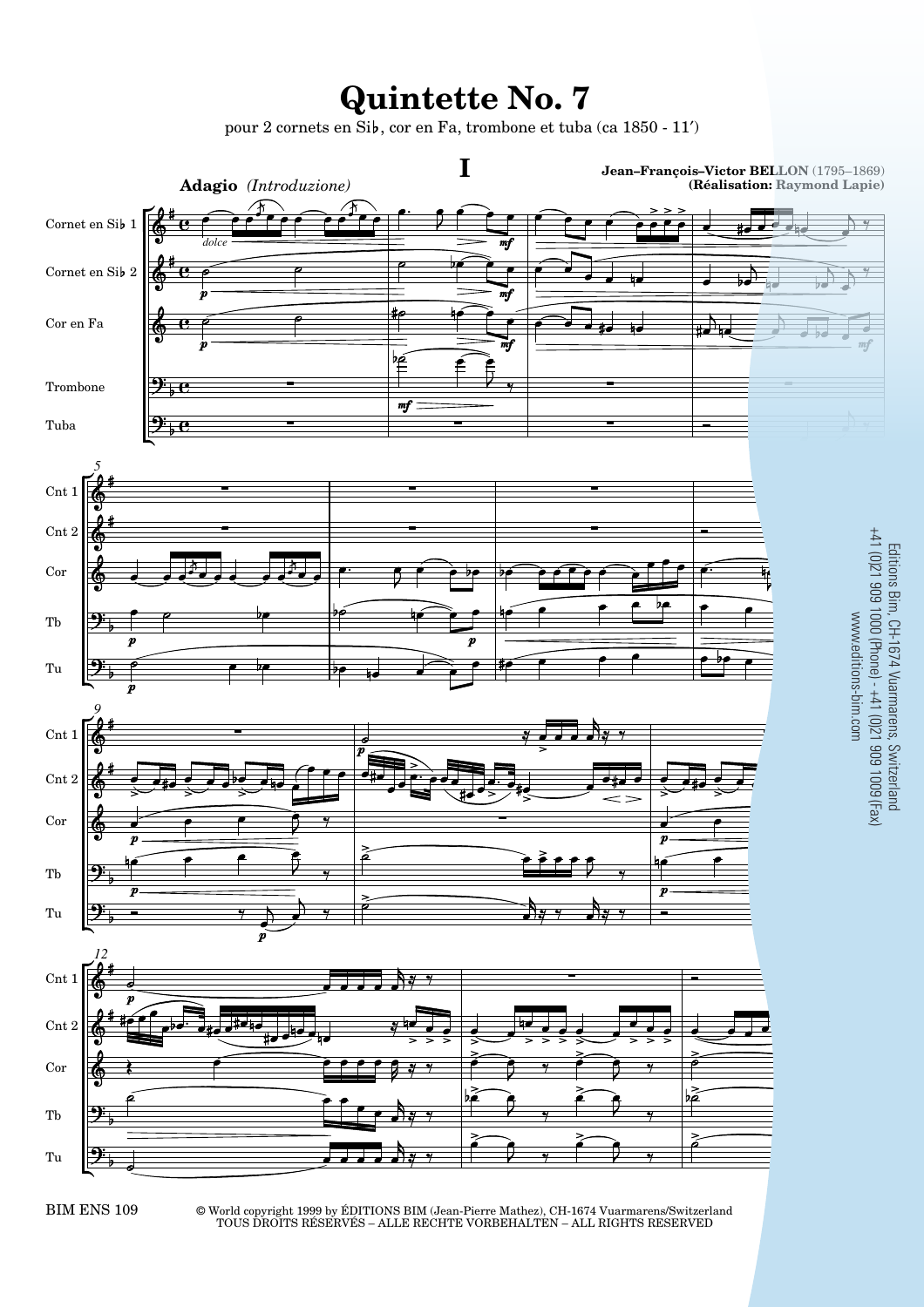# Quintette No. 7

pour 2 cornets en Si♭, cor en Fa, trombone et tuba (ca 1850 - 11′)

## I

**Jean–François–Victor BELLON** (1795–1869)
**(Réalisation: Raymond Lapie)**

**Adagio** *(Introduzione)*

Cornet en Si♭ 1
Cornet en Si♭ 2
Cor en Fa
Trombone
Tuba

Editions Bim, CH-1674 Vuarmarens, Switzerland
+41 (0)21 909 1000 (Phone) - +41 (0)21 909 1009 (Fax)
www.editions-bim.com

BIM ENS 109

© World copyright 1999 by ÉDITIONS BIM (Jean-Pierre Mathez), CH-1674 Vuarmarens/Switzerland
TOUS DROITS RÉSERVÉS – ALLE RECHTE VORBEHALTEN – ALL RIGHTS RESERVED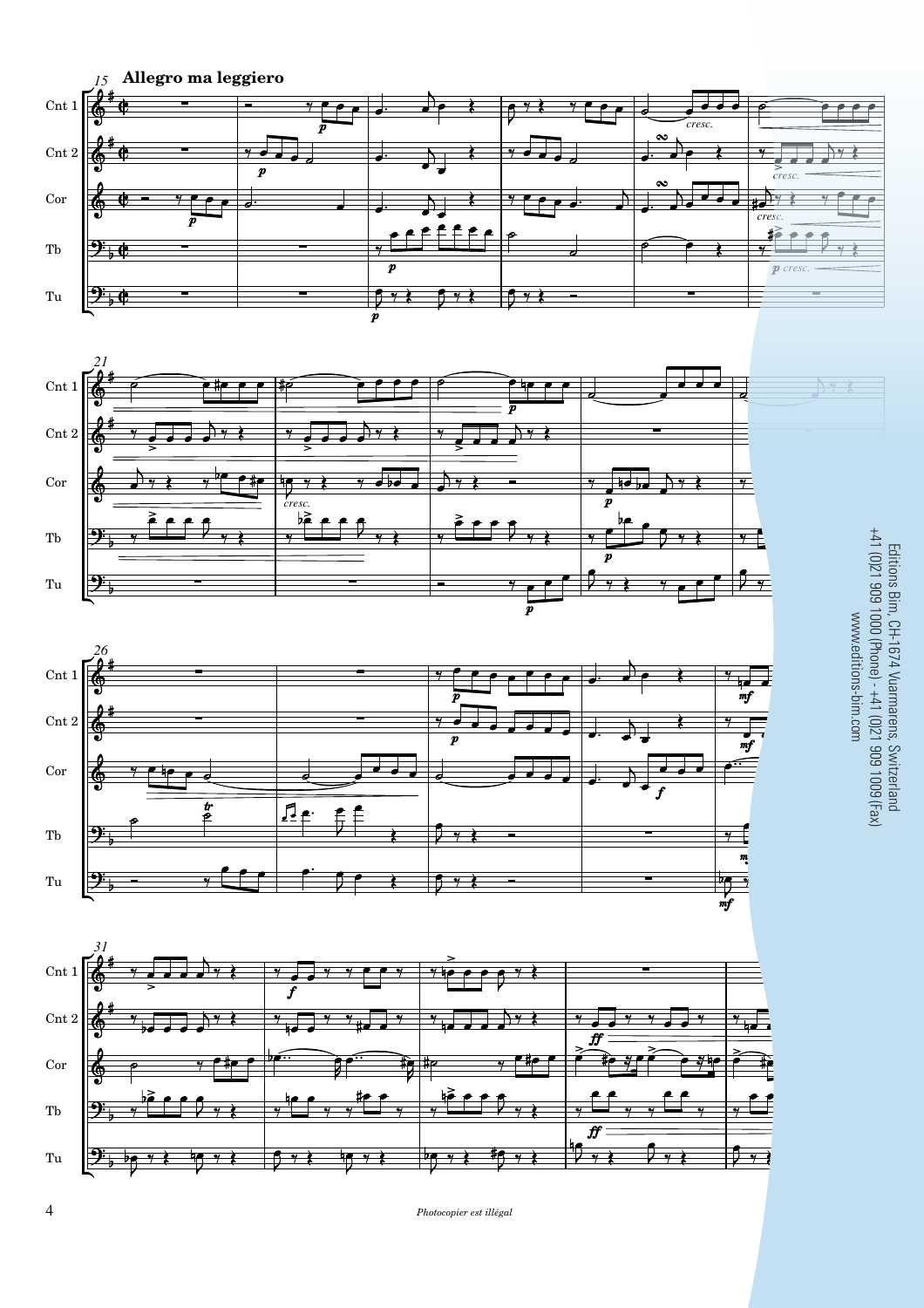**Allegro ma leggiero**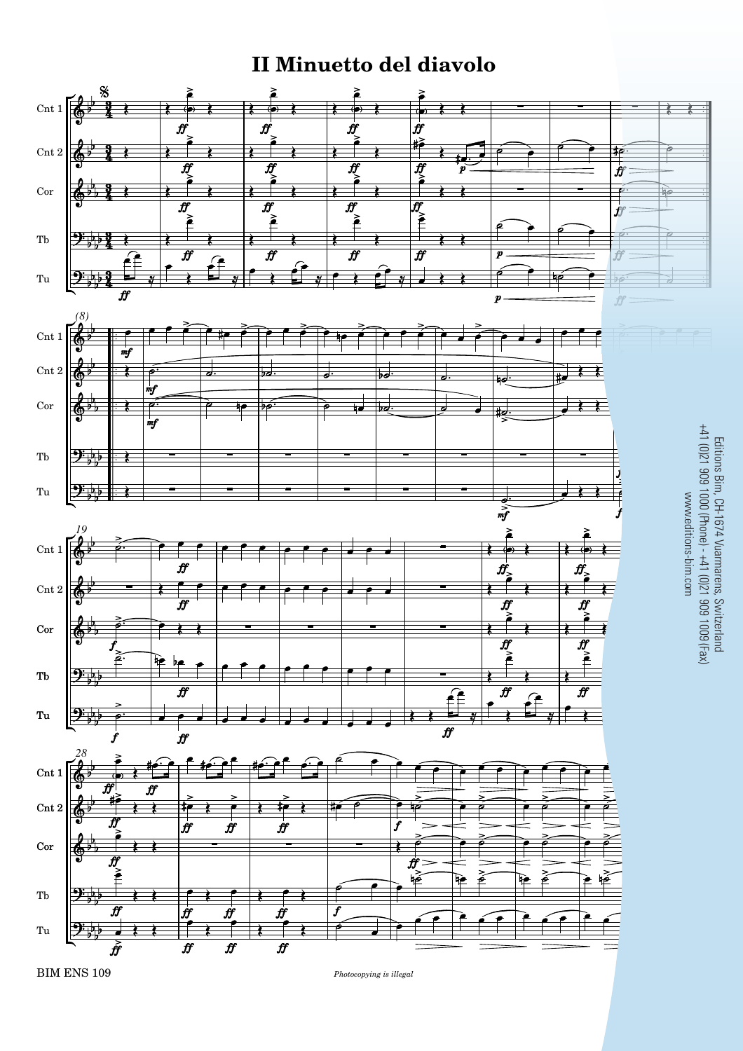# II Minuetto del diavolo

Editions Bim, CH-1674 Vuarmarens, Switzerland
+41 (0)21 909 1000 (Phone) - +41 (0)21 909 1009 (Fax)
www.editions-bim.com

BIM ENS 109

*Photocopying is illegal*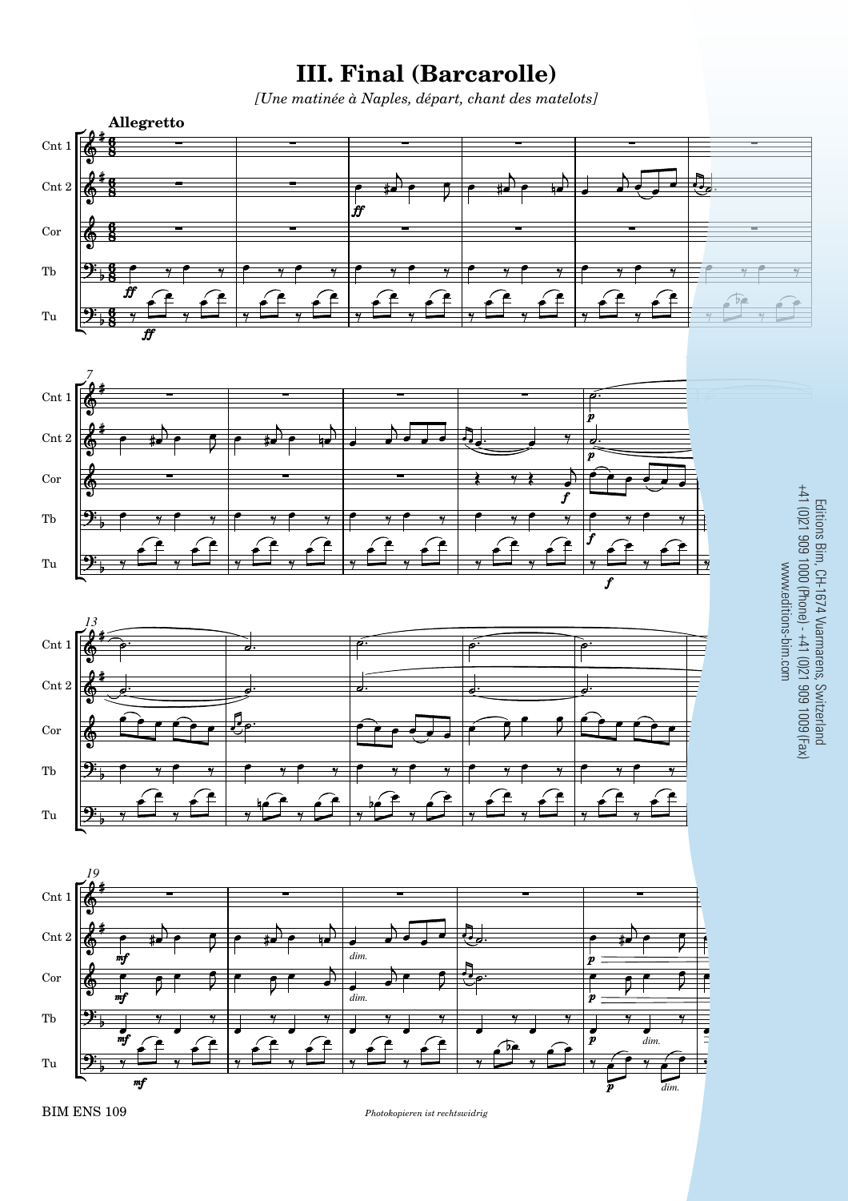# III. Final (Barcarolle)

*[Une matinée à Naples, départ, chant des matelots]*

**Allegretto**

Editions Bim, CH-1674 Vuarmarens, Switzerland
+41 (0)21 909 1000 (Phone) - +41 (0)21 909 1009 (Fax)
www.editions-bim.com

BIM ENS 109

*Photokopieren ist rechtswidrig*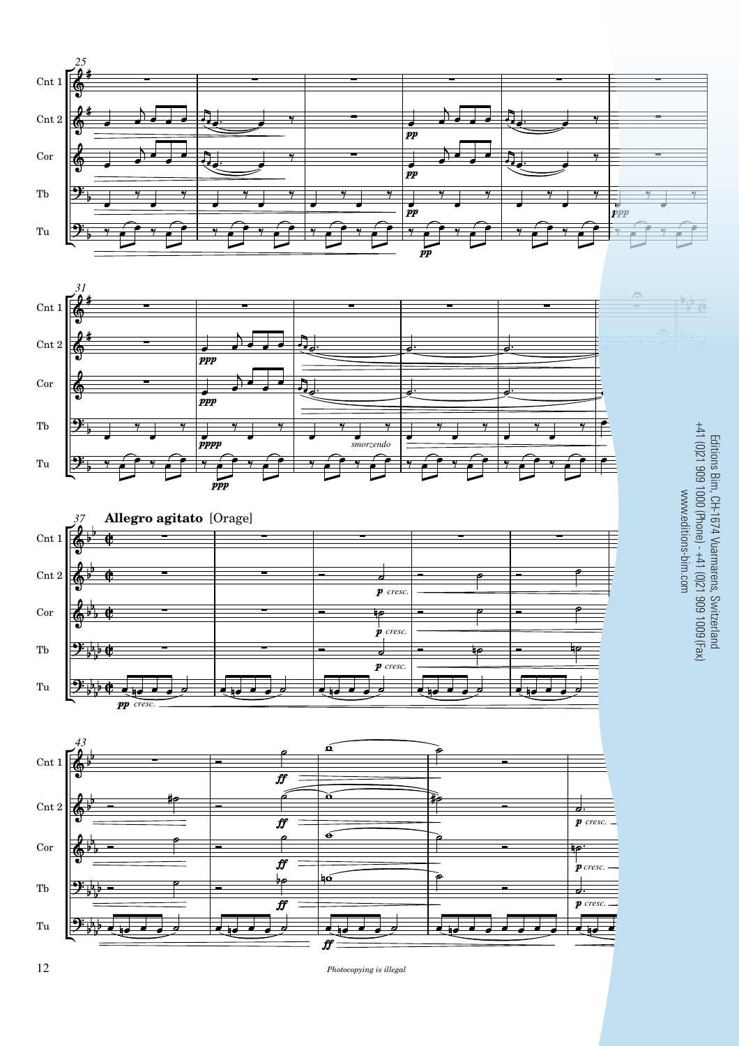**Allegro agitato** [Orage]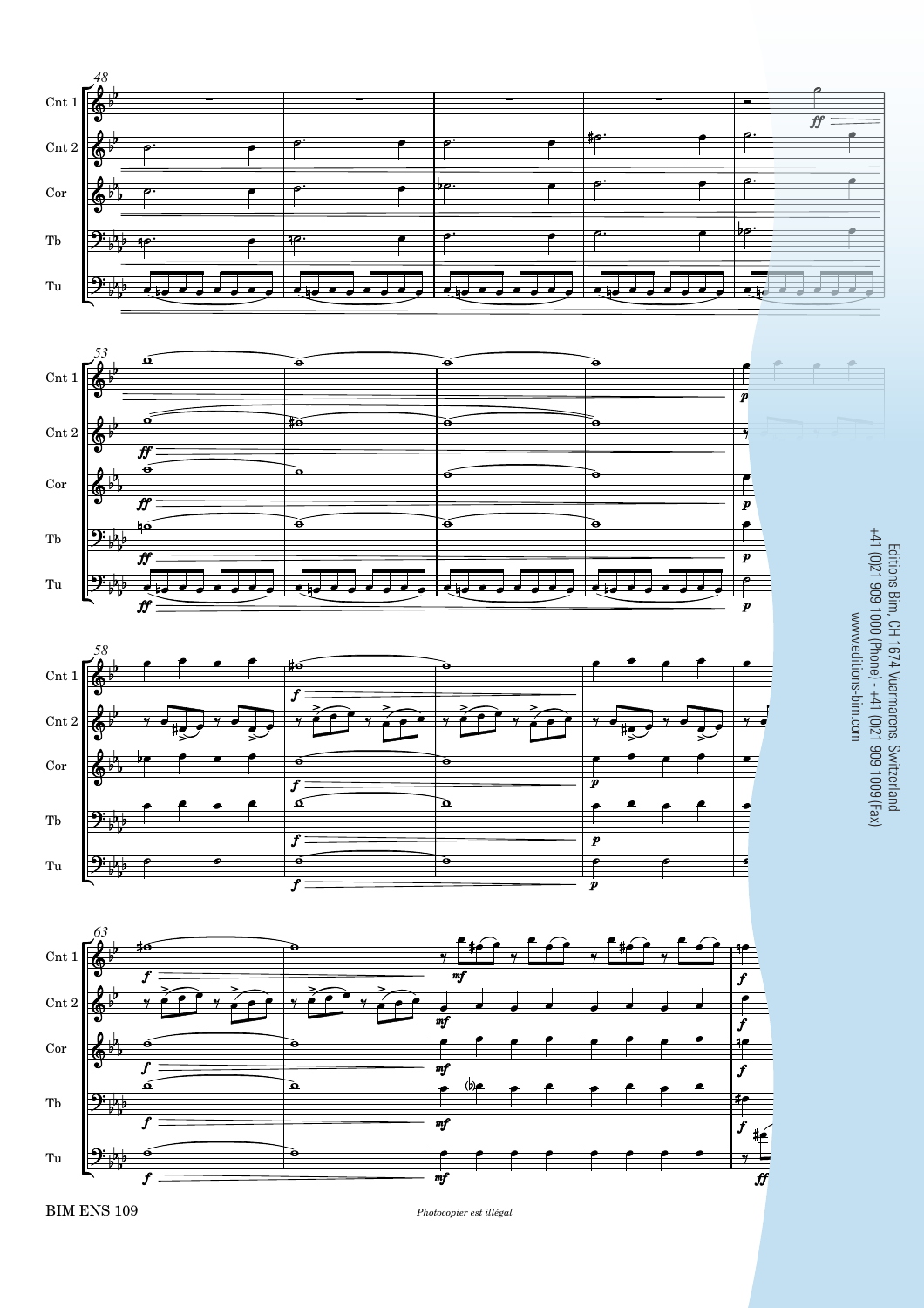Editions Bim, CH-1674 Vuarmarens, Switzerland
+41 (0)21 909 1000 (Phone) - +41 (0)21 909 1009 (Fax)
www.editions-bim.com

BIM ENS 109

*Photocopier est illégal*